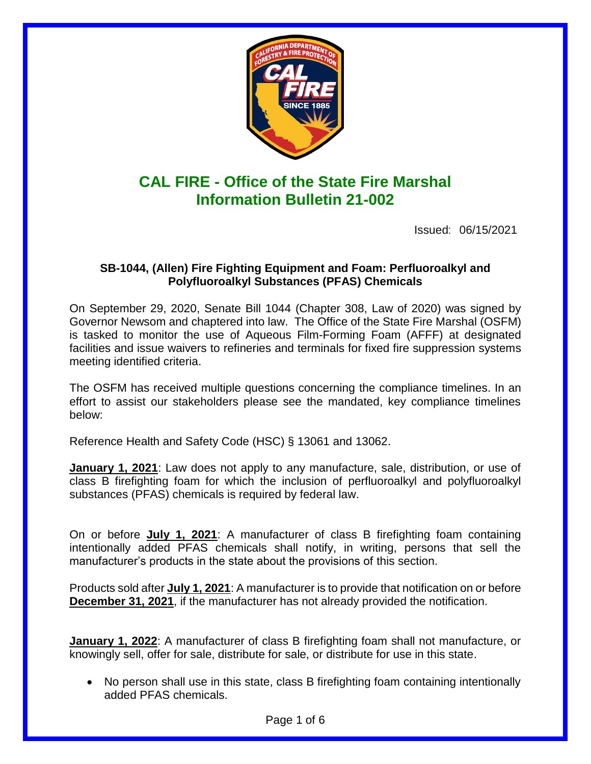# CAL FIRE - Office of the State Fire Marshal Information Bulletin 21-002

Issued: 06/15/2021

**SB-1044, (Allen) Fire Fighting Equipment and Foam: Perfluoroalkyl and Polyfluoroalkyl Substances (PFAS) Chemicals**

On September 29, 2020, Senate Bill 1044 (Chapter 308, Law of 2020) was signed by Governor Newsom and chaptered into law. The Office of the State Fire Marshal (OSFM) is tasked to monitor the use of Aqueous Film-Forming Foam (AFFF) at designated facilities and issue waivers to refineries and terminals for fixed fire suppression systems meeting identified criteria.

The OSFM has received multiple questions concerning the compliance timelines. In an effort to assist our stakeholders please see the mandated, key compliance timelines below:

Reference Health and Safety Code (HSC) § 13061 and 13062.

**January 1, 2021**: Law does not apply to any manufacture, sale, distribution, or use of class B firefighting foam for which the inclusion of perfluoroalkyl and polyfluoroalkyl substances (PFAS) chemicals is required by federal law.

On or before **July 1, 2021**: A manufacturer of class B firefighting foam containing intentionally added PFAS chemicals shall notify, in writing, persons that sell the manufacturer's products in the state about the provisions of this section.

Products sold after **July 1, 2021**: A manufacturer is to provide that notification on or before **December 31, 2021**, if the manufacturer has not already provided the notification.

**January 1, 2022**: A manufacturer of class B firefighting foam shall not manufacture, or knowingly sell, offer for sale, distribute for sale, or distribute for use in this state.

- No person shall use in this state, class B firefighting foam containing intentionally added PFAS chemicals.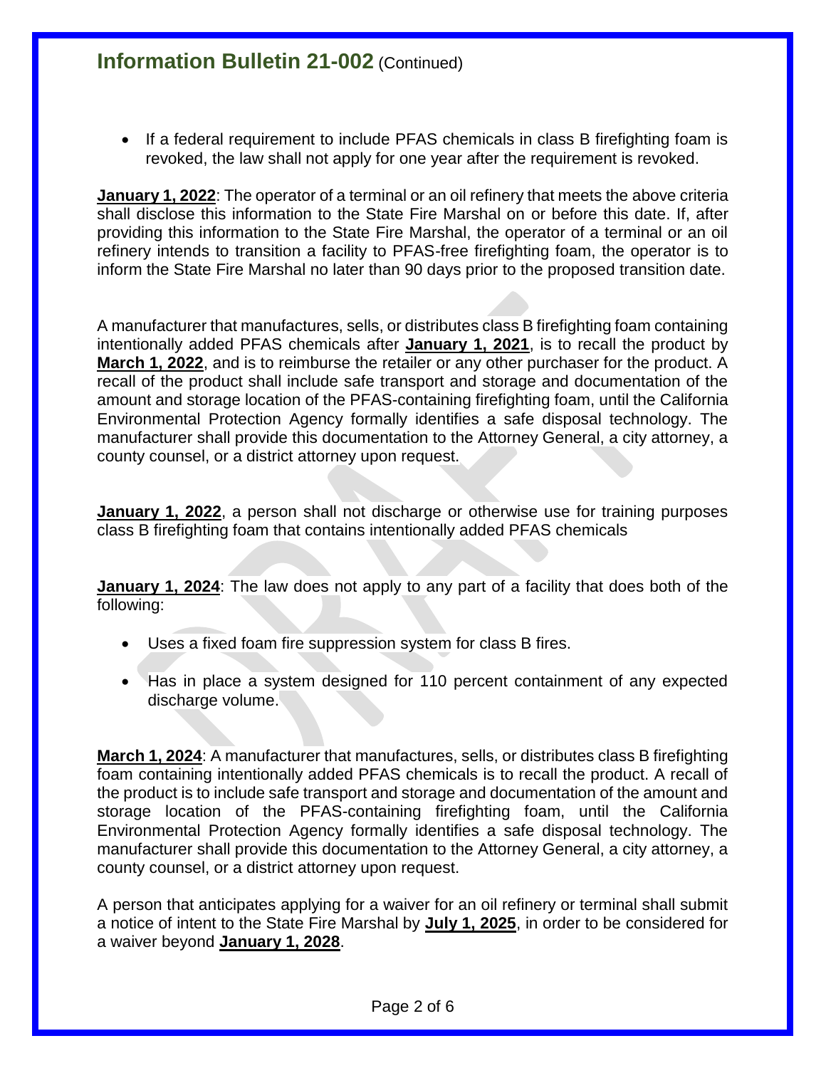- If a federal requirement to include PFAS chemicals in class B firefighting foam is revoked, the law shall not apply for one year after the requirement is revoked.

**January 1, 2022**: The operator of a terminal or an oil refinery that meets the above criteria shall disclose this information to the State Fire Marshal on or before this date. If, after providing this information to the State Fire Marshal, the operator of a terminal or an oil refinery intends to transition a facility to PFAS-free firefighting foam, the operator is to inform the State Fire Marshal no later than 90 days prior to the proposed transition date.

A manufacturer that manufactures, sells, or distributes class B firefighting foam containing intentionally added PFAS chemicals after **January 1, 2021**, is to recall the product by **March 1, 2022**, and is to reimburse the retailer or any other purchaser for the product. A recall of the product shall include safe transport and storage and documentation of the amount and storage location of the PFAS-containing firefighting foam, until the California Environmental Protection Agency formally identifies a safe disposal technology. The manufacturer shall provide this documentation to the Attorney General, a city attorney, a county counsel, or a district attorney upon request.

**January 1, 2022**, a person shall not discharge or otherwise use for training purposes class B firefighting foam that contains intentionally added PFAS chemicals

**January 1, 2024**: The law does not apply to any part of a facility that does both of the following:

- Uses a fixed foam fire suppression system for class B fires.
- Has in place a system designed for 110 percent containment of any expected discharge volume.

**March 1, 2024**: A manufacturer that manufactures, sells, or distributes class B firefighting foam containing intentionally added PFAS chemicals is to recall the product. A recall of the product is to include safe transport and storage and documentation of the amount and storage location of the PFAS-containing firefighting foam, until the California Environmental Protection Agency formally identifies a safe disposal technology. The manufacturer shall provide this documentation to the Attorney General, a city attorney, a county counsel, or a district attorney upon request.

A person that anticipates applying for a waiver for an oil refinery or terminal shall submit a notice of intent to the State Fire Marshal by **July 1, 2025**, in order to be considered for a waiver beyond **January 1, 2028**.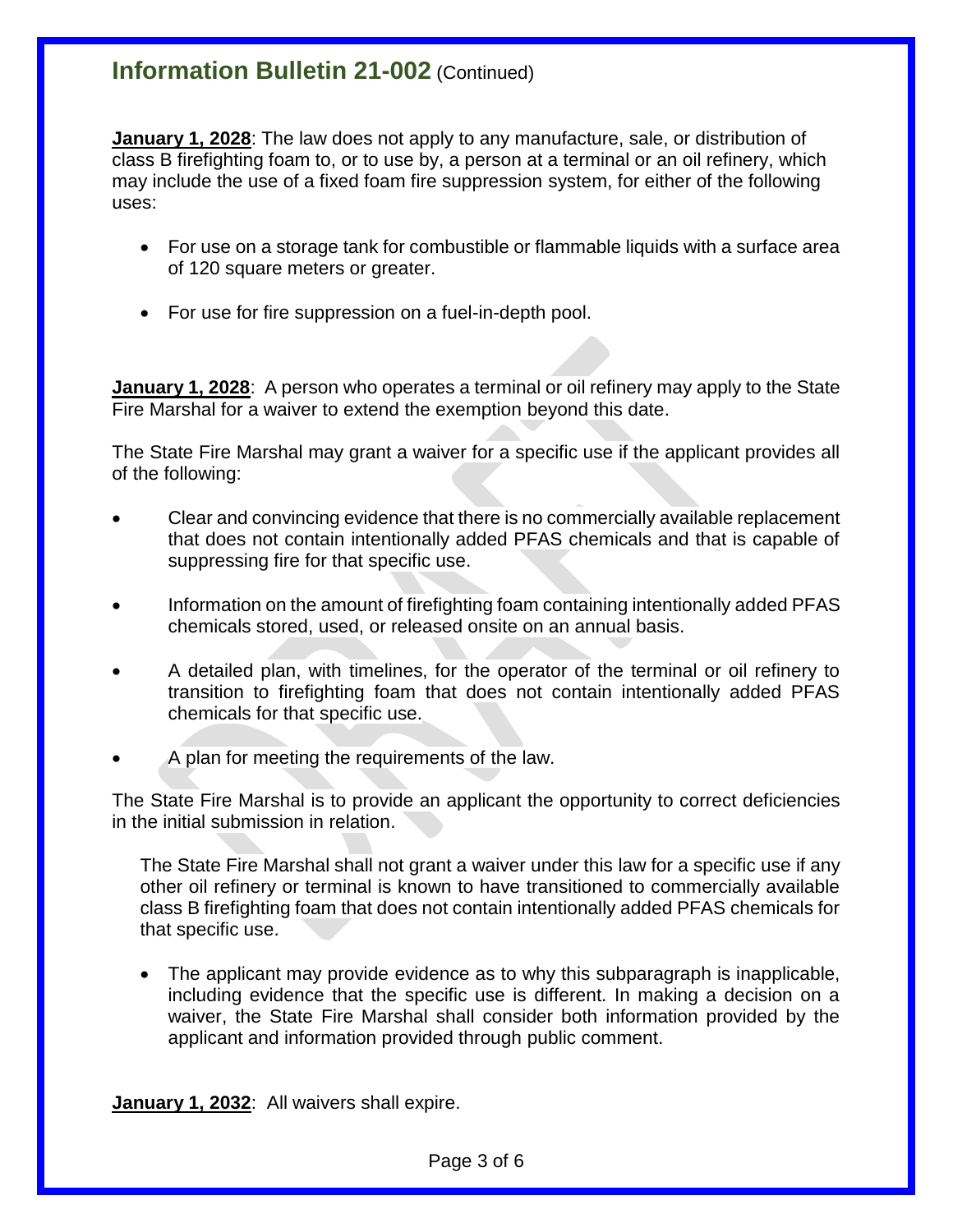## Information Bulletin 21-002 (Continued)

**January 1, 2028**: The law does not apply to any manufacture, sale, or distribution of class B firefighting foam to, or to use by, a person at a terminal or an oil refinery, which may include the use of a fixed foam fire suppression system, for either of the following uses:

- For use on a storage tank for combustible or flammable liquids with a surface area of 120 square meters or greater.
- For use for fire suppression on a fuel-in-depth pool.

**January 1, 2028**: A person who operates a terminal or oil refinery may apply to the State Fire Marshal for a waiver to extend the exemption beyond this date.

The State Fire Marshal may grant a waiver for a specific use if the applicant provides all of the following:

- Clear and convincing evidence that there is no commercially available replacement that does not contain intentionally added PFAS chemicals and that is capable of suppressing fire for that specific use.
- Information on the amount of firefighting foam containing intentionally added PFAS chemicals stored, used, or released onsite on an annual basis.
- A detailed plan, with timelines, for the operator of the terminal or oil refinery to transition to firefighting foam that does not contain intentionally added PFAS chemicals for that specific use.
- A plan for meeting the requirements of the law.

The State Fire Marshal is to provide an applicant the opportunity to correct deficiencies in the initial submission in relation.

The State Fire Marshal shall not grant a waiver under this law for a specific use if any other oil refinery or terminal is known to have transitioned to commercially available class B firefighting foam that does not contain intentionally added PFAS chemicals for that specific use.

- The applicant may provide evidence as to why this subparagraph is inapplicable, including evidence that the specific use is different. In making a decision on a waiver, the State Fire Marshal shall consider both information provided by the applicant and information provided through public comment.

**January 1, 2032**: All waivers shall expire.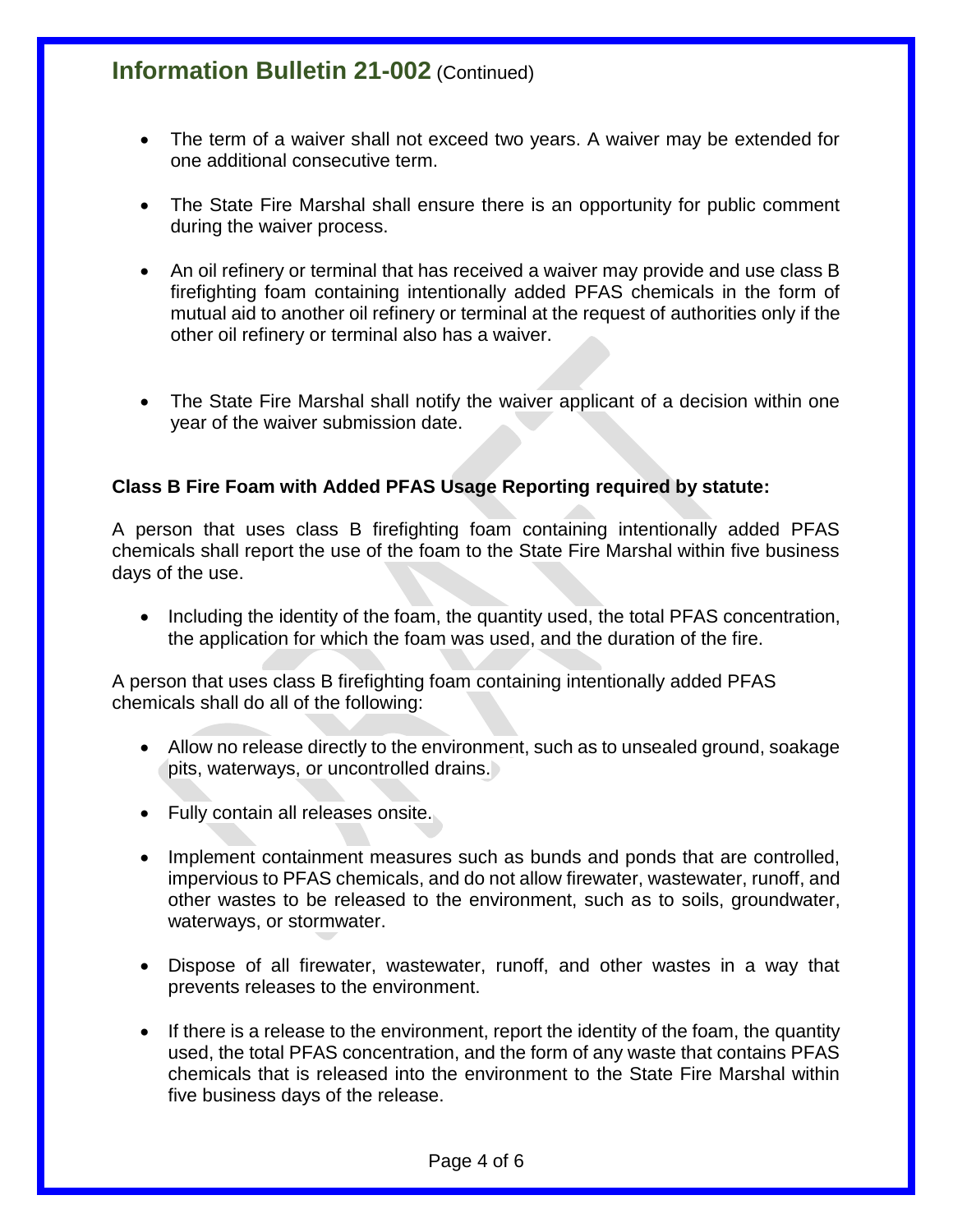## Information Bulletin 21-002 (Continued)

- The term of a waiver shall not exceed two years. A waiver may be extended for one additional consecutive term.
- The State Fire Marshal shall ensure there is an opportunity for public comment during the waiver process.
- An oil refinery or terminal that has received a waiver may provide and use class B firefighting foam containing intentionally added PFAS chemicals in the form of mutual aid to another oil refinery or terminal at the request of authorities only if the other oil refinery or terminal also has a waiver.
- The State Fire Marshal shall notify the waiver applicant of a decision within one year of the waiver submission date.

**Class B Fire Foam with Added PFAS Usage Reporting required by statute:**

A person that uses class B firefighting foam containing intentionally added PFAS chemicals shall report the use of the foam to the State Fire Marshal within five business days of the use.

- Including the identity of the foam, the quantity used, the total PFAS concentration, the application for which the foam was used, and the duration of the fire.

A person that uses class B firefighting foam containing intentionally added PFAS chemicals shall do all of the following:

- Allow no release directly to the environment, such as to unsealed ground, soakage pits, waterways, or uncontrolled drains.
- Fully contain all releases onsite.
- Implement containment measures such as bunds and ponds that are controlled, impervious to PFAS chemicals, and do not allow firewater, wastewater, runoff, and other wastes to be released to the environment, such as to soils, groundwater, waterways, or stormwater.
- Dispose of all firewater, wastewater, runoff, and other wastes in a way that prevents releases to the environment.
- If there is a release to the environment, report the identity of the foam, the quantity used, the total PFAS concentration, and the form of any waste that contains PFAS chemicals that is released into the environment to the State Fire Marshal within five business days of the release.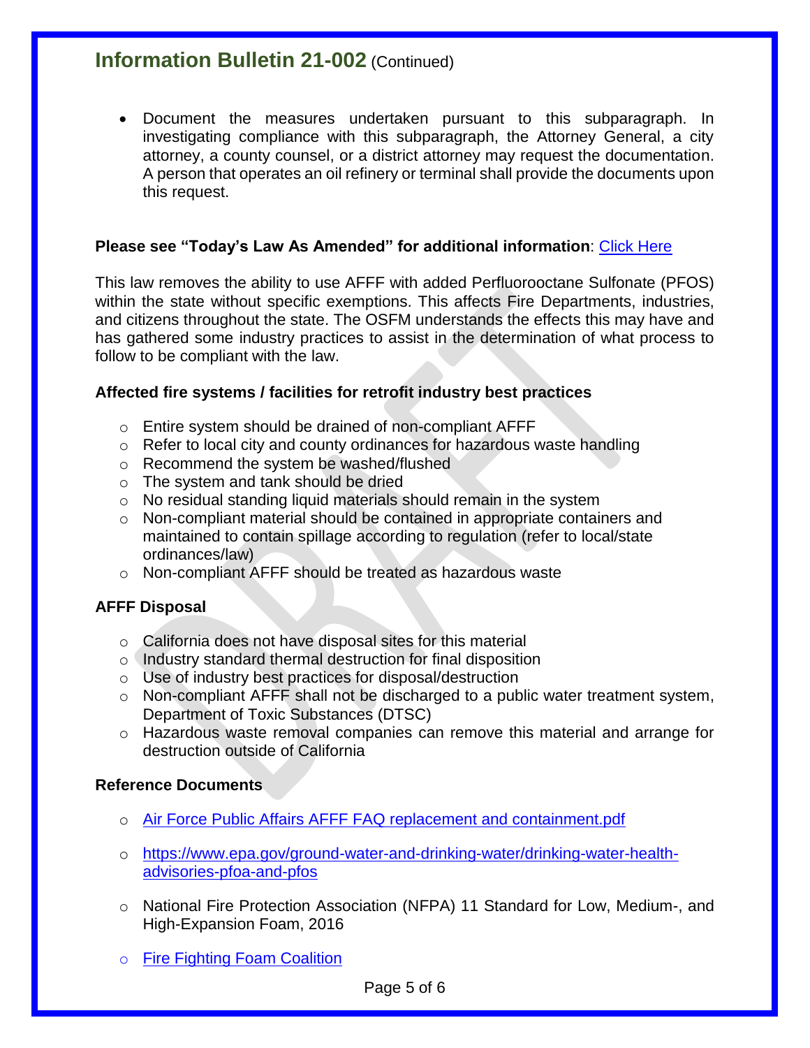## Information Bulletin 21-002 (Continued)

- Document the measures undertaken pursuant to this subparagraph. In investigating compliance with this subparagraph, the Attorney General, a city attorney, a county counsel, or a district attorney may request the documentation. A person that operates an oil refinery or terminal shall provide the documents upon this request.

**Please see "Today's Law As Amended" for additional information**: Click Here

This law removes the ability to use AFFF with added Perfluorooctane Sulfonate (PFOS) within the state without specific exemptions. This affects Fire Departments, industries, and citizens throughout the state. The OSFM understands the effects this may have and has gathered some industry practices to assist in the determination of what process to follow to be compliant with the law.

**Affected fire systems / facilities for retrofit industry best practices**

- Entire system should be drained of non-compliant AFFF
- Refer to local city and county ordinances for hazardous waste handling
- Recommend the system be washed/flushed
- The system and tank should be dried
- No residual standing liquid materials should remain in the system
- Non-compliant material should be contained in appropriate containers and maintained to contain spillage according to regulation (refer to local/state ordinances/law)
- Non-compliant AFFF should be treated as hazardous waste

**AFFF Disposal**

- California does not have disposal sites for this material
- Industry standard thermal destruction for final disposition
- Use of industry best practices for disposal/destruction
- Non-compliant AFFF shall not be discharged to a public water treatment system, Department of Toxic Substances (DTSC)
- Hazardous waste removal companies can remove this material and arrange for destruction outside of California

**Reference Documents**

- Air Force Public Affairs AFFF FAQ replacement and containment.pdf
- https://www.epa.gov/ground-water-and-drinking-water/drinking-water-health-advisories-pfoa-and-pfos
- National Fire Protection Association (NFPA) 11 Standard for Low, Medium-, and High-Expansion Foam, 2016
- Fire Fighting Foam Coalition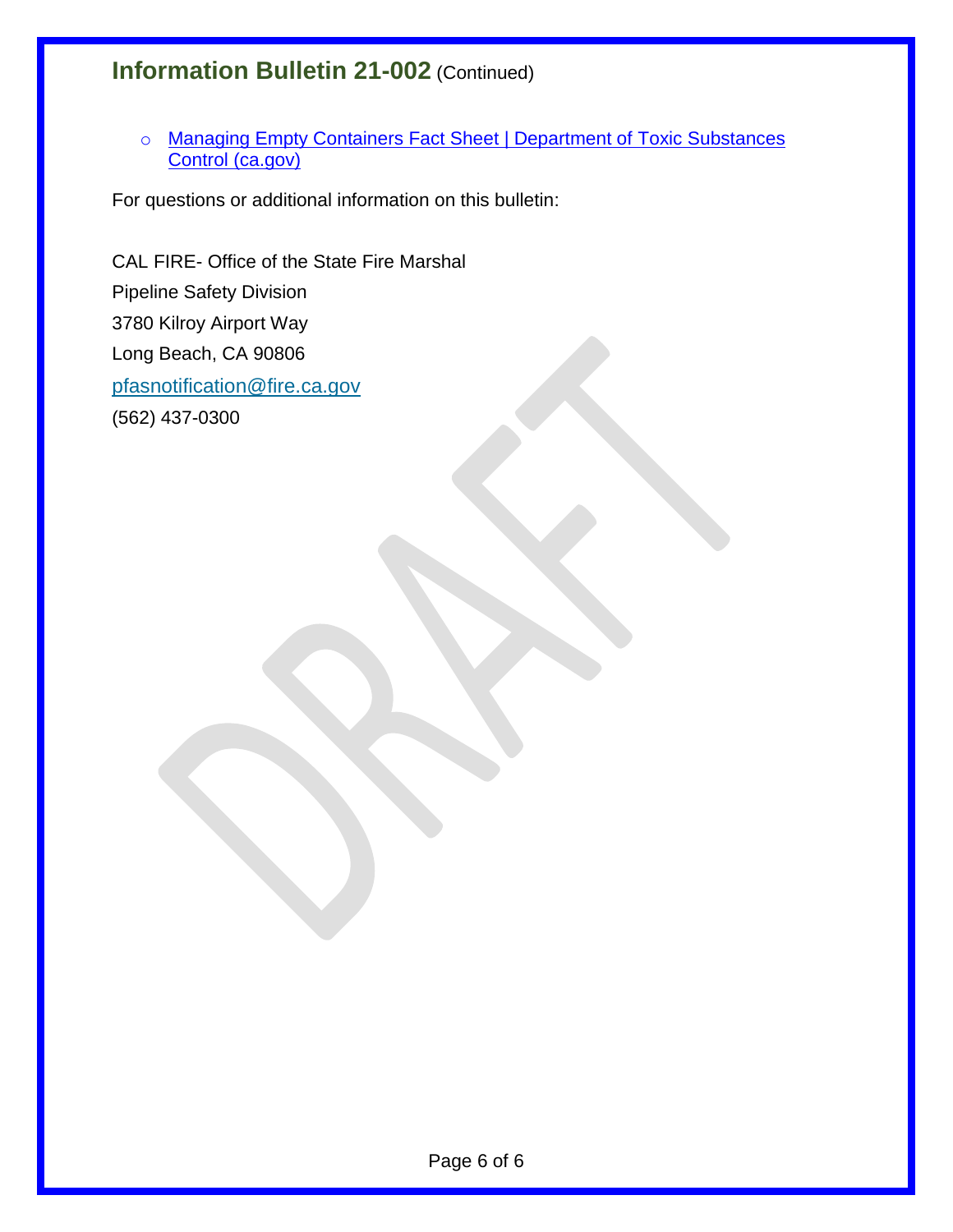- [Managing Empty Containers Fact Sheet | Department of Toxic Substances Control (ca.gov)]

For questions or additional information on this bulletin:

CAL FIRE- Office of the State Fire Marshal

Pipeline Safety Division

3780 Kilroy Airport Way

Long Beach, CA 90806

pfasnotification@fire.ca.gov

(562) 437-0300